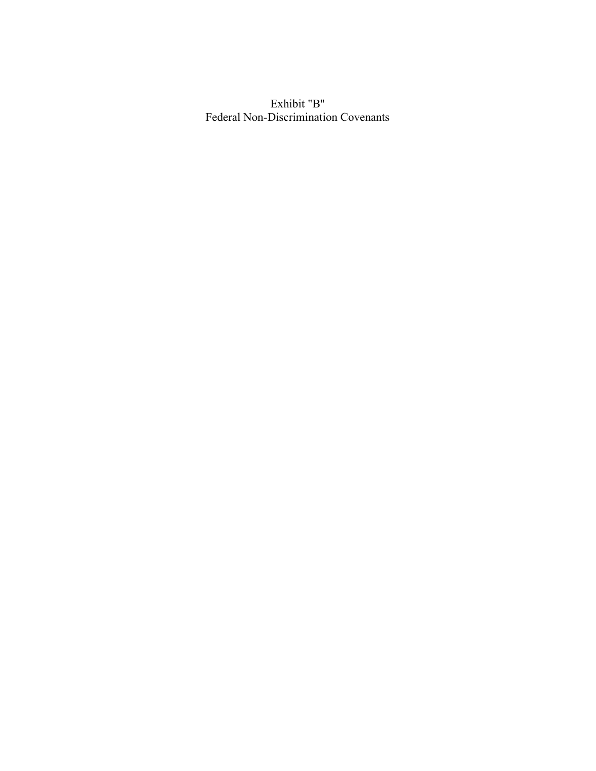# Exhibit "B"
# Federal Non-Discrimination Covenants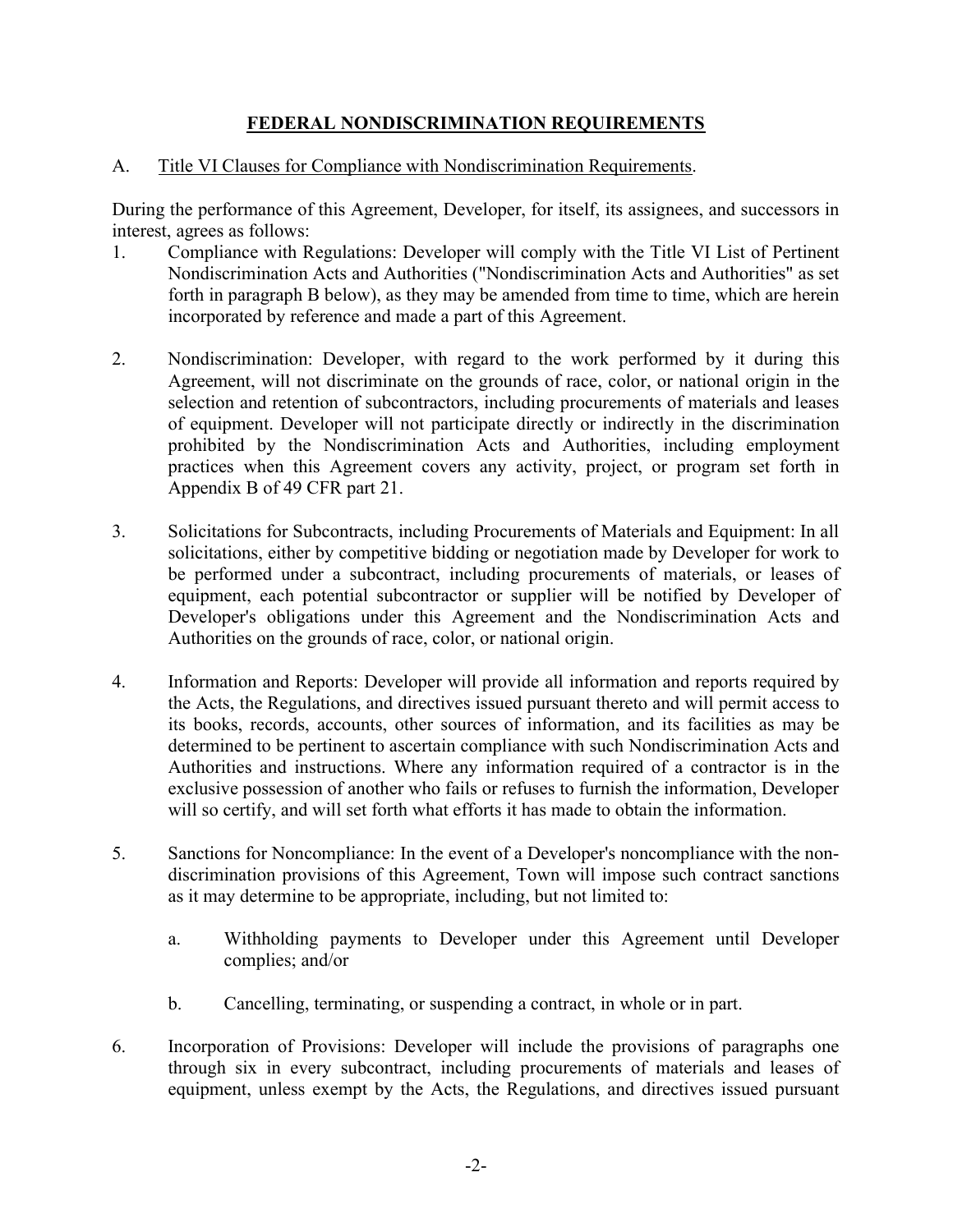# FEDERAL NONDISCRIMINATION REQUIREMENTS

A. Title VI Clauses for Compliance with Nondiscrimination Requirements.

During the performance of this Agreement, Developer, for itself, its assignees, and successors in interest, agrees as follows:

1. Compliance with Regulations: Developer will comply with the Title VI List of Pertinent Nondiscrimination Acts and Authorities ("Nondiscrimination Acts and Authorities" as set forth in paragraph B below), as they may be amended from time to time, which are herein incorporated by reference and made a part of this Agreement.

2. Nondiscrimination: Developer, with regard to the work performed by it during this Agreement, will not discriminate on the grounds of race, color, or national origin in the selection and retention of subcontractors, including procurements of materials and leases of equipment. Developer will not participate directly or indirectly in the discrimination prohibited by the Nondiscrimination Acts and Authorities, including employment practices when this Agreement covers any activity, project, or program set forth in Appendix B of 49 CFR part 21.

3. Solicitations for Subcontracts, including Procurements of Materials and Equipment: In all solicitations, either by competitive bidding or negotiation made by Developer for work to be performed under a subcontract, including procurements of materials, or leases of equipment, each potential subcontractor or supplier will be notified by Developer of Developer's obligations under this Agreement and the Nondiscrimination Acts and Authorities on the grounds of race, color, or national origin.

4. Information and Reports: Developer will provide all information and reports required by the Acts, the Regulations, and directives issued pursuant thereto and will permit access to its books, records, accounts, other sources of information, and its facilities as may be determined to be pertinent to ascertain compliance with such Nondiscrimination Acts and Authorities and instructions. Where any information required of a contractor is in the exclusive possession of another who fails or refuses to furnish the information, Developer will so certify, and will set forth what efforts it has made to obtain the information.

5. Sanctions for Noncompliance: In the event of a Developer's noncompliance with the non-discrimination provisions of this Agreement, Town will impose such contract sanctions as it may determine to be appropriate, including, but not limited to:

   a. Withholding payments to Developer under this Agreement until Developer complies; and/or

   b. Cancelling, terminating, or suspending a contract, in whole or in part.

6. Incorporation of Provisions: Developer will include the provisions of paragraphs one through six in every subcontract, including procurements of materials and leases of equipment, unless exempt by the Acts, the Regulations, and directives issued pursuant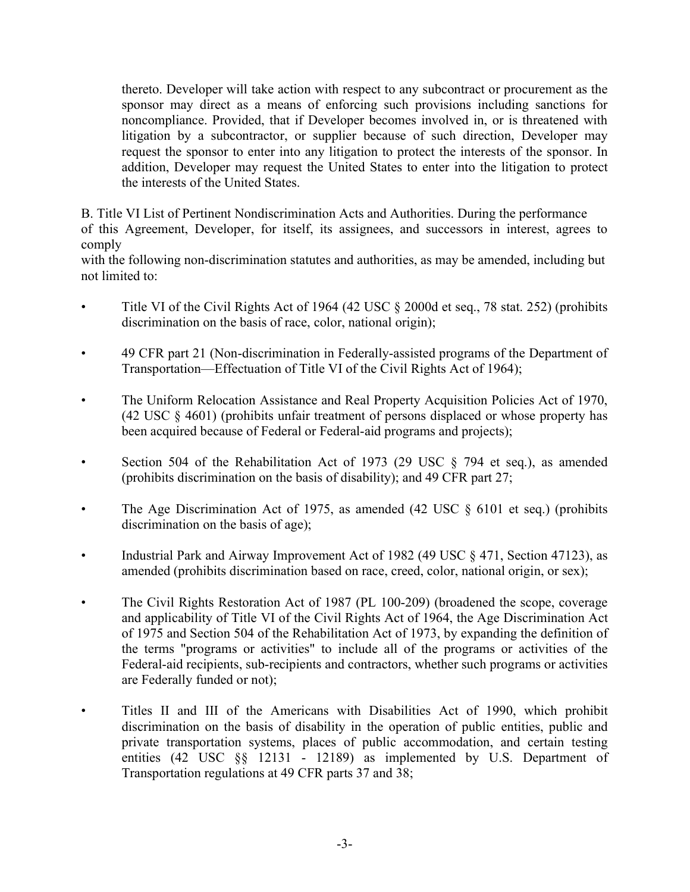thereto. Developer will take action with respect to any subcontract or procurement as the sponsor may direct as a means of enforcing such provisions including sanctions for noncompliance. Provided, that if Developer becomes involved in, or is threatened with litigation by a subcontractor, or supplier because of such direction, Developer may request the sponsor to enter into any litigation to protect the interests of the sponsor. In addition, Developer may request the United States to enter into the litigation to protect the interests of the United States.

B. Title VI List of Pertinent Nondiscrimination Acts and Authorities. During the performance of this Agreement, Developer, for itself, its assignees, and successors in interest, agrees to comply with the following non-discrimination statutes and authorities, as may be amended, including but not limited to:

- Title VI of the Civil Rights Act of 1964 (42 USC § 2000d et seq., 78 stat. 252) (prohibits discrimination on the basis of race, color, national origin);
- 49 CFR part 21 (Non-discrimination in Federally-assisted programs of the Department of Transportation—Effectuation of Title VI of the Civil Rights Act of 1964);
- The Uniform Relocation Assistance and Real Property Acquisition Policies Act of 1970, (42 USC § 4601) (prohibits unfair treatment of persons displaced or whose property has been acquired because of Federal or Federal-aid programs and projects);
- Section 504 of the Rehabilitation Act of 1973 (29 USC § 794 et seq.), as amended (prohibits discrimination on the basis of disability); and 49 CFR part 27;
- The Age Discrimination Act of 1975, as amended (42 USC § 6101 et seq.) (prohibits discrimination on the basis of age);
- Industrial Park and Airway Improvement Act of 1982 (49 USC § 471, Section 47123), as amended (prohibits discrimination based on race, creed, color, national origin, or sex);
- The Civil Rights Restoration Act of 1987 (PL 100-209) (broadened the scope, coverage and applicability of Title VI of the Civil Rights Act of 1964, the Age Discrimination Act of 1975 and Section 504 of the Rehabilitation Act of 1973, by expanding the definition of the terms "programs or activities" to include all of the programs or activities of the Federal-aid recipients, sub-recipients and contractors, whether such programs or activities are Federally funded or not);
- Titles II and III of the Americans with Disabilities Act of 1990, which prohibit discrimination on the basis of disability in the operation of public entities, public and private transportation systems, places of public accommodation, and certain testing entities (42 USC §§ 12131 - 12189) as implemented by U.S. Department of Transportation regulations at 49 CFR parts 37 and 38;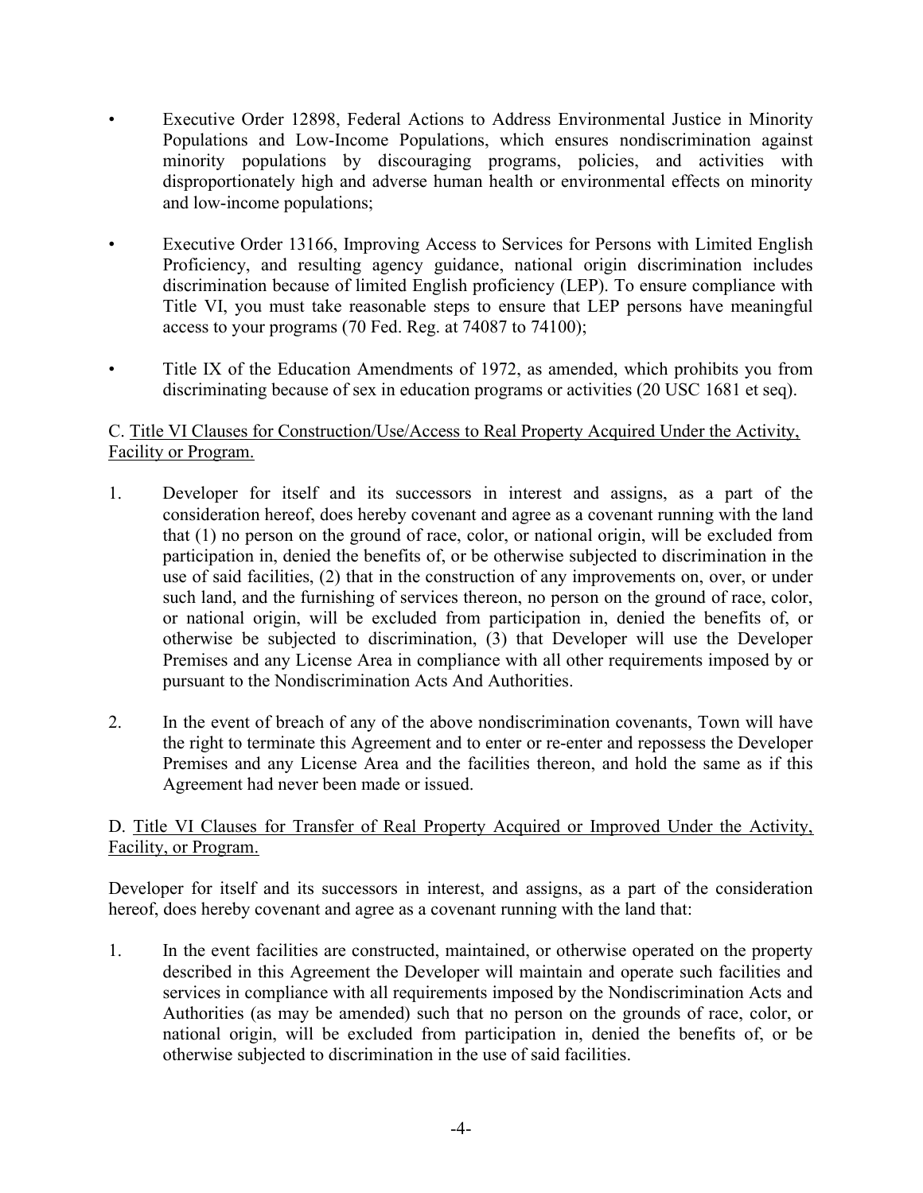- Executive Order 12898, Federal Actions to Address Environmental Justice in Minority Populations and Low-Income Populations, which ensures nondiscrimination against minority populations by discouraging programs, policies, and activities with disproportionately high and adverse human health or environmental effects on minority and low-income populations;

- Executive Order 13166, Improving Access to Services for Persons with Limited English Proficiency, and resulting agency guidance, national origin discrimination includes discrimination because of limited English proficiency (LEP). To ensure compliance with Title VI, you must take reasonable steps to ensure that LEP persons have meaningful access to your programs (70 Fed. Reg. at 74087 to 74100);

- Title IX of the Education Amendments of 1972, as amended, which prohibits you from discriminating because of sex in education programs or activities (20 USC 1681 et seq).

C. <u>Title VI Clauses for Construction/Use/Access to Real Property Acquired Under the Activity, Facility or Program.</u>

1. Developer for itself and its successors in interest and assigns, as a part of the consideration hereof, does hereby covenant and agree as a covenant running with the land that (1) no person on the ground of race, color, or national origin, will be excluded from participation in, denied the benefits of, or be otherwise subjected to discrimination in the use of said facilities, (2) that in the construction of any improvements on, over, or under such land, and the furnishing of services thereon, no person on the ground of race, color, or national origin, will be excluded from participation in, denied the benefits of, or otherwise be subjected to discrimination, (3) that Developer will use the Developer Premises and any License Area in compliance with all other requirements imposed by or pursuant to the Nondiscrimination Acts And Authorities.

2. In the event of breach of any of the above nondiscrimination covenants, Town will have the right to terminate this Agreement and to enter or re-enter and repossess the Developer Premises and any License Area and the facilities thereon, and hold the same as if this Agreement had never been made or issued.

D. <u>Title VI Clauses for Transfer of Real Property Acquired or Improved Under the Activity, Facility, or Program.</u>

Developer for itself and its successors in interest, and assigns, as a part of the consideration hereof, does hereby covenant and agree as a covenant running with the land that:

1. In the event facilities are constructed, maintained, or otherwise operated on the property described in this Agreement the Developer will maintain and operate such facilities and services in compliance with all requirements imposed by the Nondiscrimination Acts and Authorities (as may be amended) such that no person on the grounds of race, color, or national origin, will be excluded from participation in, denied the benefits of, or be otherwise subjected to discrimination in the use of said facilities.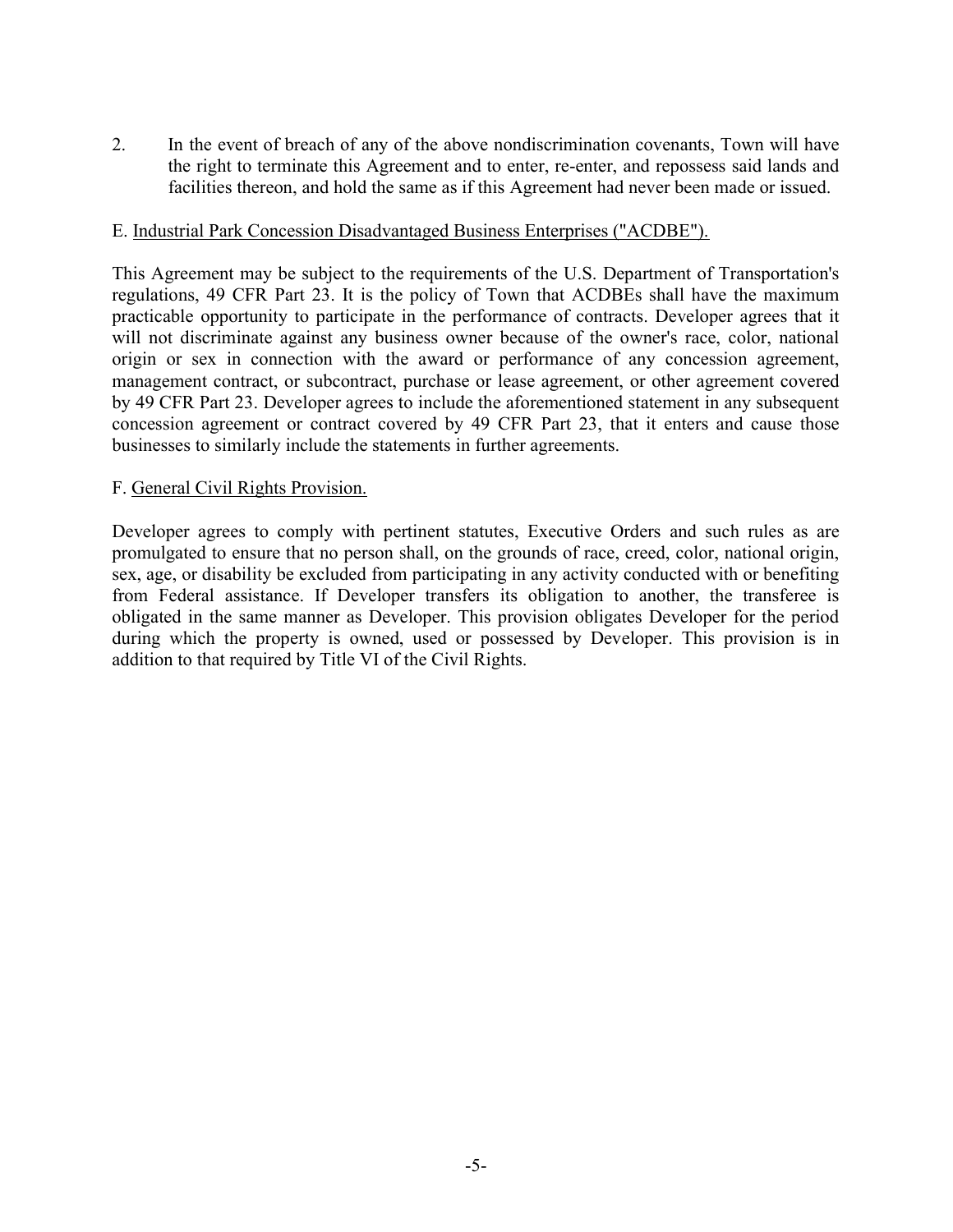2. In the event of breach of any of the above nondiscrimination covenants, Town will have the right to terminate this Agreement and to enter, re-enter, and repossess said lands and facilities thereon, and hold the same as if this Agreement had never been made or issued.

E. Industrial Park Concession Disadvantaged Business Enterprises ("ACDBE").

This Agreement may be subject to the requirements of the U.S. Department of Transportation's regulations, 49 CFR Part 23. It is the policy of Town that ACDBEs shall have the maximum practicable opportunity to participate in the performance of contracts. Developer agrees that it will not discriminate against any business owner because of the owner's race, color, national origin or sex in connection with the award or performance of any concession agreement, management contract, or subcontract, purchase or lease agreement, or other agreement covered by 49 CFR Part 23. Developer agrees to include the aforementioned statement in any subsequent concession agreement or contract covered by 49 CFR Part 23, that it enters and cause those businesses to similarly include the statements in further agreements.

F. General Civil Rights Provision.

Developer agrees to comply with pertinent statutes, Executive Orders and such rules as are promulgated to ensure that no person shall, on the grounds of race, creed, color, national origin, sex, age, or disability be excluded from participating in any activity conducted with or benefiting from Federal assistance. If Developer transfers its obligation to another, the transferee is obligated in the same manner as Developer. This provision obligates Developer for the period during which the property is owned, used or possessed by Developer. This provision is in addition to that required by Title VI of the Civil Rights.